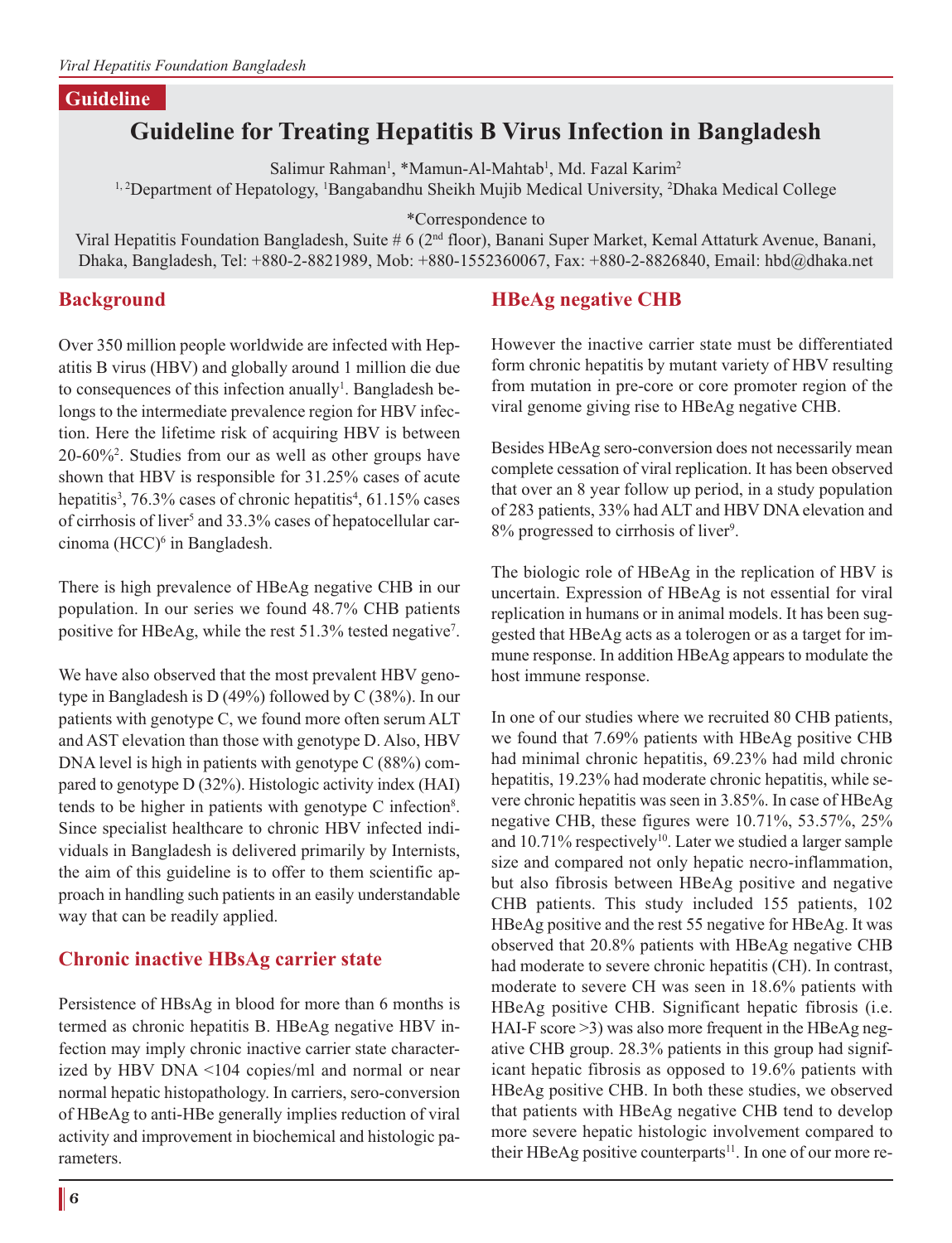Guideline

# Guideline for Treating Hepatitis B Virus Infection in Bangladesh

Salimur Rahman[1], *Mamun-Al-Mahtab[1], Md. Fazal Karim[2]

[1, 2]Department of Hepatology, [1]Bangabandhu Sheikh Mujib Medical University, [2]Dhaka Medical College

*Correspondence to

Viral Hepatitis Foundation Bangladesh, Suite # 6 (2nd floor), Banani Super Market, Kemal Attaturk Avenue, Banani, Dhaka, Bangladesh, Tel: +880-2-8821989, Mob: +880-1552360067, Fax: +880-2-8826840, Email: hbd@dhaka.net

## Background

Over 350 million people worldwide are infected with Hepatitis B virus (HBV) and globally around 1 million die due to consequences of this infection anually[1]. Bangladesh belongs to the intermediate prevalence region for HBV infection. Here the lifetime risk of acquiring HBV is between 20-60%[2]. Studies from our as well as other groups have shown that HBV is responsible for 31.25% cases of acute hepatitis[3], 76.3% cases of chronic hepatitis[4], 61.15% cases of cirrhosis of liver[5] and 33.3% cases of hepatocellular carcinoma (HCC)[6] in Bangladesh.

There is high prevalence of HBeAg negative CHB in our population. In our series we found 48.7% CHB patients positive for HBeAg, while the rest 51.3% tested negative[7].

We have also observed that the most prevalent HBV genotype in Bangladesh is D (49%) followed by C (38%). In our patients with genotype C, we found more often serum ALT and AST elevation than those with genotype D. Also, HBV DNA level is high in patients with genotype C (88%) compared to genotype D (32%). Histologic activity index (HAI) tends to be higher in patients with genotype C infection[8]. Since specialist healthcare to chronic HBV infected individuals in Bangladesh is delivered primarily by Internists, the aim of this guideline is to offer to them scientific approach in handling such patients in an easily understandable way that can be readily applied.

## Chronic inactive HBsAg carrier state

Persistence of HBsAg in blood for more than 6 months is termed as chronic hepatitis B. HBeAg negative HBV infection may imply chronic inactive carrier state characterized by HBV DNA <104 copies/ml and normal or near normal hepatic histopathology. In carriers, sero-conversion of HBeAg to anti-HBe generally implies reduction of viral activity and improvement in biochemical and histologic parameters.

## HBeAg negative CHB

However the inactive carrier state must be differentiated form chronic hepatitis by mutant variety of HBV resulting from mutation in pre-core or core promoter region of the viral genome giving rise to HBeAg negative CHB.

Besides HBeAg sero-conversion does not necessarily mean complete cessation of viral replication. It has been observed that over an 8 year follow up period, in a study population of 283 patients, 33% had ALT and HBV DNA elevation and 8% progressed to cirrhosis of liver[9].

The biologic role of HBeAg in the replication of HBV is uncertain. Expression of HBeAg is not essential for viral replication in humans or in animal models. It has been suggested that HBeAg acts as a tolerogen or as a target for immune response. In addition HBeAg appears to modulate the host immune response.

In one of our studies where we recruited 80 CHB patients, we found that 7.69% patients with HBeAg positive CHB had minimal chronic hepatitis, 69.23% had mild chronic hepatitis, 19.23% had moderate chronic hepatitis, while severe chronic hepatitis was seen in 3.85%. In case of HBeAg negative CHB, these figures were 10.71%, 53.57%, 25% and 10.71% respectively[10]. Later we studied a larger sample size and compared not only hepatic necro-inflammation, but also fibrosis between HBeAg positive and negative CHB patients. This study included 155 patients, 102 HBeAg positive and the rest 55 negative for HBeAg. It was observed that 20.8% patients with HBeAg negative CHB had moderate to severe chronic hepatitis (CH). In contrast, moderate to severe CH was seen in 18.6% patients with HBeAg positive CHB. Significant hepatic fibrosis (i.e. HAI-F score >3) was also more frequent in the HBeAg negative CHB group. 28.3% patients in this group had significant hepatic fibrosis as opposed to 19.6% patients with HBeAg positive CHB. In both these studies, we observed that patients with HBeAg negative CHB tend to develop more severe hepatic histologic involvement compared to their HBeAg positive counterparts[11]. In one of our more re-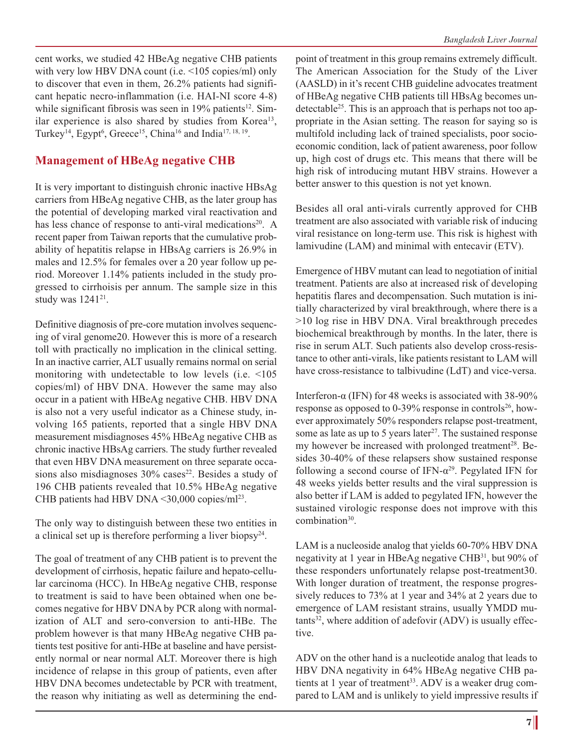cent works, we studied 42 HBeAg negative CHB patients with very low HBV DNA count (i.e. <105 copies/ml) only to discover that even in them, 26.2% patients had significant hepatic necro-inflammation (i.e. HAI-NI score 4-8) while significant fibrosis was seen in 19% patients[12]. Similar experience is also shared by studies from Korea[13], Turkey[14], Egypt[6], Greece[15], China[16] and India[17, 18, 19].

## Management of HBeAg negative CHB

It is very important to distinguish chronic inactive HBsAg carriers from HBeAg negative CHB, as the later group has the potential of developing marked viral reactivation and has less chance of response to anti-viral medications[20]. A recent paper from Taiwan reports that the cumulative probability of hepatitis relapse in HBsAg carriers is 26.9% in males and 12.5% for females over a 20 year follow up period. Moreover 1.14% patients included in the study progressed to cirrhoisis per annum. The sample size in this study was 1241[21].

Definitive diagnosis of pre-core mutation involves sequencing of viral genome20. However this is more of a research toll with practically no implication in the clinical setting. In an inactive carrier, ALT usually remains normal on serial monitoring with undetectable to low levels (i.e. <105 copies/ml) of HBV DNA. However the same may also occur in a patient with HBeAg negative CHB. HBV DNA is also not a very useful indicator as a Chinese study, involving 165 patients, reported that a single HBV DNA measurement misdiagnoses 45% HBeAg negative CHB as chronic inactive HBsAg carriers. The study further revealed that even HBV DNA measurement on three separate occasions also misdiagnoses 30% cases[22]. Besides a study of 196 CHB patients revealed that 10.5% HBeAg negative CHB patients had HBV DNA <30,000 copies/ml[23].

The only way to distinguish between these two entities in a clinical set up is therefore performing a liver biopsy[24].

The goal of treatment of any CHB patient is to prevent the development of cirrhosis, hepatic failure and hepato-cellular carcinoma (HCC). In HBeAg negative CHB, response to treatment is said to have been obtained when one becomes negative for HBV DNA by PCR along with normalization of ALT and sero-conversion to anti-HBe. The problem however is that many HBeAg negative CHB patients test positive for anti-HBe at baseline and have persistently normal or near normal ALT. Moreover there is high incidence of relapse in this group of patients, even after HBV DNA becomes undetectable by PCR with treatment, the reason why initiating as well as determining the end-point of treatment in this group remains extremely difficult. The American Association for the Study of the Liver (AASLD) in it's recent CHB guideline advocates treatment of HBeAg negative CHB patients till HBsAg becomes undetectable[25]. This is an approach that is perhaps not too appropriate in the Asian setting. The reason for saying so is multifold including lack of trained specialists, poor socio-economic condition, lack of patient awareness, poor follow up, high cost of drugs etc. This means that there will be high risk of introducing mutant HBV strains. However a better answer to this question is not yet known.

Besides all oral anti-virals currently approved for CHB treatment are also associated with variable risk of inducing viral resistance on long-term use. This risk is highest with lamivudine (LAM) and minimal with entecavir (ETV).

Emergence of HBV mutant can lead to negotiation of initial treatment. Patients are also at increased risk of developing hepatitis flares and decompensation. Such mutation is initially characterized by viral breakthrough, where there is a >10 log rise in HBV DNA. Viral breakthrough precedes biochemical breakthrough by months. In the later, there is rise in serum ALT. Such patients also develop cross-resistance to other anti-virals, like patients resistant to LAM will have cross-resistance to talbivudine (LdT) and vice-versa.

Interferon-α (IFN) for 48 weeks is associated with 38-90% response as opposed to 0-39% response in controls[26], however approximately 50% responders relapse post-treatment, some as late as up to 5 years later[27]. The sustained response my however be increased with prolonged treatment[28]. Besides 30-40% of these relapsers show sustained response following a second course of IFN-α[29]. Pegylated IFN for 48 weeks yields better results and the viral suppression is also better if LAM is added to pegylated IFN, however the sustained virologic response does not improve with this combination[30].

LAM is a nucleoside analog that yields 60-70% HBV DNA negativity at 1 year in HBeAg negative CHB[31], but 90% of these responders unfortunately relapse post-treatment30. With longer duration of treatment, the response progressively reduces to 73% at 1 year and 34% at 2 years due to emergence of LAM resistant strains, usually YMDD mutants[32], where addition of adefovir (ADV) is usually effective.

ADV on the other hand is a nucleotide analog that leads to HBV DNA negativity in 64% HBeAg negative CHB patients at 1 year of treatment[33]. ADV is a weaker drug compared to LAM and is unlikely to yield impressive results if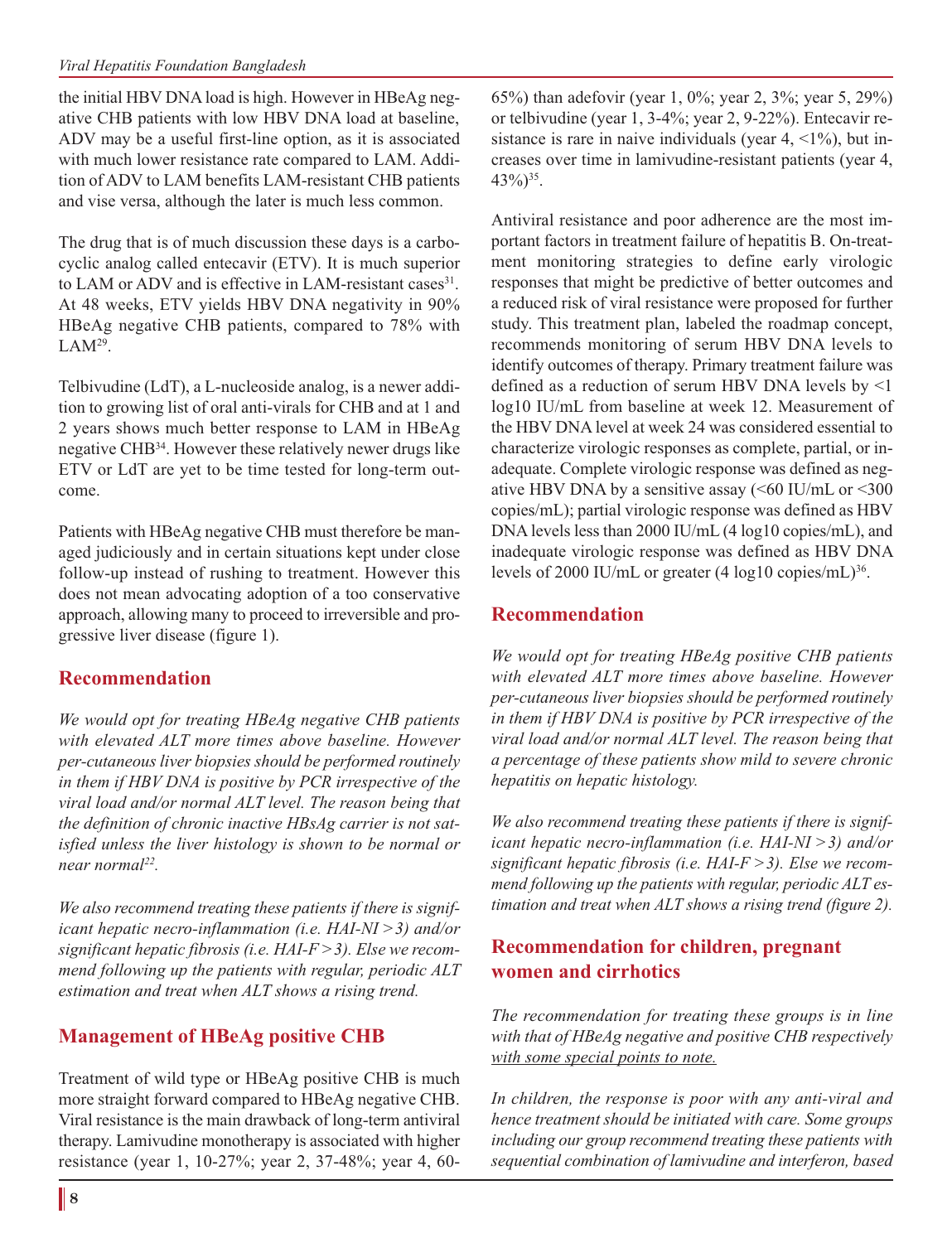the initial HBV DNA load is high. However in HBeAg negative CHB patients with low HBV DNA load at baseline, ADV may be a useful first-line option, as it is associated with much lower resistance rate compared to LAM. Addition of ADV to LAM benefits LAM-resistant CHB patients and vise versa, although the later is much less common.

The drug that is of much discussion these days is a carbocyclic analog called entecavir (ETV). It is much superior to LAM or ADV and is effective in LAM-resistant cases[31]. At 48 weeks, ETV yields HBV DNA negativity in 90% HBeAg negative CHB patients, compared to 78% with LAM[29].

Telbivudine (LdT), a L-nucleoside analog, is a newer addition to growing list of oral anti-virals for CHB and at 1 and 2 years shows much better response to LAM in HBeAg negative CHB[34]. However these relatively newer drugs like ETV or LdT are yet to be time tested for long-term outcome.

Patients with HBeAg negative CHB must therefore be managed judiciously and in certain situations kept under close follow-up instead of rushing to treatment. However this does not mean advocating adoption of a too conservative approach, allowing many to proceed to irreversible and progressive liver disease (figure 1).

## Recommendation

*We would opt for treating HBeAg negative CHB patients with elevated ALT more times above baseline. However per-cutaneous liver biopsies should be performed routinely in them if HBV DNA is positive by PCR irrespective of the viral load and/or normal ALT level. The reason being that the definition of chronic inactive HBsAg carrier is not satisfied unless the liver histology is shown to be normal or near normal[22].*

*We also recommend treating these patients if there is significant hepatic necro-inflammation (i.e. HAI-NI > 3) and/or significant hepatic fibrosis (i.e. HAI-F > 3). Else we recommend following up the patients with regular, periodic ALT estimation and treat when ALT shows a rising trend.*

## Management of HBeAg positive CHB

Treatment of wild type or HBeAg positive CHB is much more straight forward compared to HBeAg negative CHB. Viral resistance is the main drawback of long-term antiviral therapy. Lamivudine monotherapy is associated with higher resistance (year 1, 10-27%; year 2, 37-48%; year 4, 60-65%) than adefovir (year 1, 0%; year 2, 3%; year 5, 29%) or telbivudine (year 1, 3-4%; year 2, 9-22%). Entecavir resistance is rare in naive individuals (year 4, <1%), but increases over time in lamivudine-resistant patients (year 4, 43%)[35].

Antiviral resistance and poor adherence are the most important factors in treatment failure of hepatitis B. On-treatment monitoring strategies to define early virologic responses that might be predictive of better outcomes and a reduced risk of viral resistance were proposed for further study. This treatment plan, labeled the roadmap concept, recommends monitoring of serum HBV DNA levels to identify outcomes of therapy. Primary treatment failure was defined as a reduction of serum HBV DNA levels by <1 log10 IU/mL from baseline at week 12. Measurement of the HBV DNA level at week 24 was considered essential to characterize virologic responses as complete, partial, or inadequate. Complete virologic response was defined as negative HBV DNA by a sensitive assay (<60 IU/mL or <300 copies/mL); partial virologic response was defined as HBV DNA levels less than 2000 IU/mL (4 log10 copies/mL), and inadequate virologic response was defined as HBV DNA levels of 2000 IU/mL or greater (4 log10 copies/mL)[36].

## Recommendation

*We would opt for treating HBeAg positive CHB patients with elevated ALT more times above baseline. However per-cutaneous liver biopsies should be performed routinely in them if HBV DNA is positive by PCR irrespective of the viral load and/or normal ALT level. The reason being that a percentage of these patients show mild to severe chronic hepatitis on hepatic histology.*

*We also recommend treating these patients if there is significant hepatic necro-inflammation (i.e. HAI-NI > 3) and/or significant hepatic fibrosis (i.e. HAI-F > 3). Else we recommend following up the patients with regular, periodic ALT estimation and treat when ALT shows a rising trend (figure 2).*

## Recommendation for children, pregnant women and cirrhotics

*The recommendation for treating these groups is in line with that of HBeAg negative and positive CHB respectively with some special points to note.*

*In children, the response is poor with any anti-viral and hence treatment should be initiated with care. Some groups including our group recommend treating these patients with sequential combination of lamivudine and interferon, based*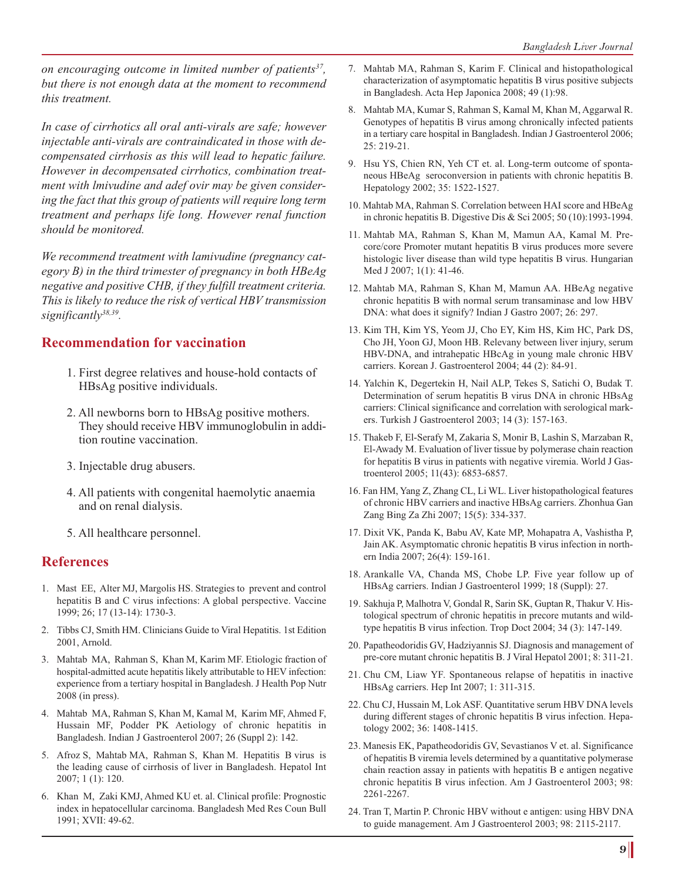*on encouraging outcome in limited number of patients[37], but there is not enough data at the moment to recommend this treatment.*

*In case of cirrhotics all oral anti-virals are safe; however injectable anti-virals are contraindicated in those with decompensated cirrhosis as this will lead to hepatic failure. However in decompensated cirrhotics, combination treatment with lmivudine and adef ovir may be given considering the fact that this group of patients will require long term treatment and perhaps life long. However renal function should be monitored.*

*We recommend treatment with lamivudine (pregnancy category B) in the third trimester of pregnancy in both HBeAg negative and positive CHB, if they fulfill treatment criteria. This is likely to reduce the risk of vertical HBV transmission significantly[38,39].*

## Recommendation for vaccination

1. First degree relatives and house-hold contacts of HBsAg positive individuals.
2. All newborns born to HBsAg positive mothers. They should receive HBV immunoglobulin in addition routine vaccination.
3. Injectable drug abusers.
4. All patients with congenital haemolytic anaemia and on renal dialysis.
5. All healthcare personnel.

## References

1. Mast EE, Alter MJ, Margolis HS. Strategies to prevent and control hepatitis B and C virus infections: A global perspective. Vaccine 1999; 26; 17 (13-14): 1730-3.
2. Tibbs CJ, Smith HM. Clinicians Guide to Viral Hepatitis. 1st Edition 2001, Arnold.
3. Mahtab MA, Rahman S, Khan M, Karim MF. Etiologic fraction of hospital-admitted acute hepatitis likely attributable to HEV infection: experience from a tertiary hospital in Bangladesh. J Health Pop Nutr 2008 (in press).
4. Mahtab MA, Rahman S, Khan M, Kamal M, Karim MF, Ahmed F, Hussain MF, Podder PK Aetiology of chronic hepatitis in Bangladesh. Indian J Gastroenterol 2007; 26 (Suppl 2): 142.
5. Afroz S, Mahtab MA, Rahman S, Khan M. Hepatitis B virus is the leading cause of cirrhosis of liver in Bangladesh. Hepatol Int 2007; 1 (1): 120.
6. Khan M, Zaki KMJ, Ahmed KU et. al. Clinical profile: Prognostic index in hepatocellular carcinoma. Bangladesh Med Res Coun Bull 1991; XVII: 49-62.
7. Mahtab MA, Rahman S, Karim F. Clinical and histopathological characterization of asymptomatic hepatitis B virus positive subjects in Bangladesh. Acta Hep Japonica 2008; 49 (1):98.
8. Mahtab MA, Kumar S, Rahman S, Kamal M, Khan M, Aggarwal R. Genotypes of hepatitis B virus among chronically infected patients in a tertiary care hospital in Bangladesh. Indian J Gastroenterol 2006; 25: 219-21.
9. Hsu YS, Chien RN, Yeh CT et. al. Long-term outcome of spontaneous HBeAg seroconversion in patients with chronic hepatitis B. Hepatology 2002; 35: 1522-1527.
10. Mahtab MA, Rahman S. Correlation between HAI score and HBeAg in chronic hepatitis B. Digestive Dis & Sci 2005; 50 (10):1993-1994.
11. Mahtab MA, Rahman S, Khan M, Mamun AA, Kamal M. Precore/core Promoter mutant hepatitis B virus produces more severe histologic liver disease than wild type hepatitis B virus. Hungarian Med J 2007; 1(1): 41-46.
12. Mahtab MA, Rahman S, Khan M, Mamun AA. HBeAg negative chronic hepatitis B with normal serum transaminase and low HBV DNA: what does it signify? Indian J Gastro 2007; 26: 297.
13. Kim TH, Kim YS, Yeom JJ, Cho EY, Kim HS, Kim HC, Park DS, Cho JH, Yoon GJ, Moon HB. Relevany between liver injury, serum HBV-DNA, and intrahepatic HBcAg in young male chronic HBV carriers. Korean J. Gastroenterol 2004; 44 (2): 84-91.
14. Yalchin K, Degertekin H, Nail ALP, Tekes S, Satichi O, Budak T. Determination of serum hepatitis B virus DNA in chronic HBsAg carriers: Clinical significance and correlation with serological markers. Turkish J Gastroenterol 2003; 14 (3): 157-163.
15. Thakeb F, El-Serafy M, Zakaria S, Monir B, Lashin S, Marzaban R, El-Awady M. Evaluation of liver tissue by polymerase chain reaction for hepatitis B virus in patients with negative viremia. World J Gastroenterol 2005; 11(43): 6853-6857.
16. Fan HM, Yang Z, Zhang CL, Li WL. Liver histopathological features of chronic HBV carriers and inactive HBsAg carriers. Zhonhua Gan Zang Bing Za Zhi 2007; 15(5): 334-337.
17. Dixit VK, Panda K, Babu AV, Kate MP, Mohapatra A, Vashistha P, Jain AK. Asymptomatic chronic hepatitis B virus infection in northern India 2007; 26(4): 159-161.
18. Arankalle VA, Chanda MS, Chobe LP. Five year follow up of HBsAg carriers. Indian J Gastroenterol 1999; 18 (Suppl): 27.
19. Sakhuja P, Malhotra V, Gondal R, Sarin SK, Guptan R, Thakur V. Histological spectrum of chronic hepatitis in precore mutants and wild-type hepatitis B virus infection. Trop Doct 2004; 34 (3): 147-149.
20. Papatheodoridis GV, Hadziyannis SJ. Diagnosis and management of pre-core mutant chronic hepatitis B. J Viral Hepatol 2001; 8: 311-21.
21. Chu CM, Liaw YF. Spontaneous relapse of hepatitis in inactive HBsAg carriers. Hep Int 2007; 1: 311-315.
22. Chu CJ, Hussain M, Lok ASF. Quantitative serum HBV DNA levels during different stages of chronic hepatitis B virus infection. Hepatology 2002; 36: 1408-1415.
23. Manesis EK, Papatheodoridis GV, Sevastianos V et. al. Significance of hepatitis B viremia levels determined by a quantitative polymerase chain reaction assay in patients with hepatitis B e antigen negative chronic hepatitis B virus infection. Am J Gastroenterol 2003; 98: 2261-2267.
24. Tran T, Martin P. Chronic HBV without e antigen: using HBV DNA to guide management. Am J Gastroenterol 2003; 98: 2115-2117.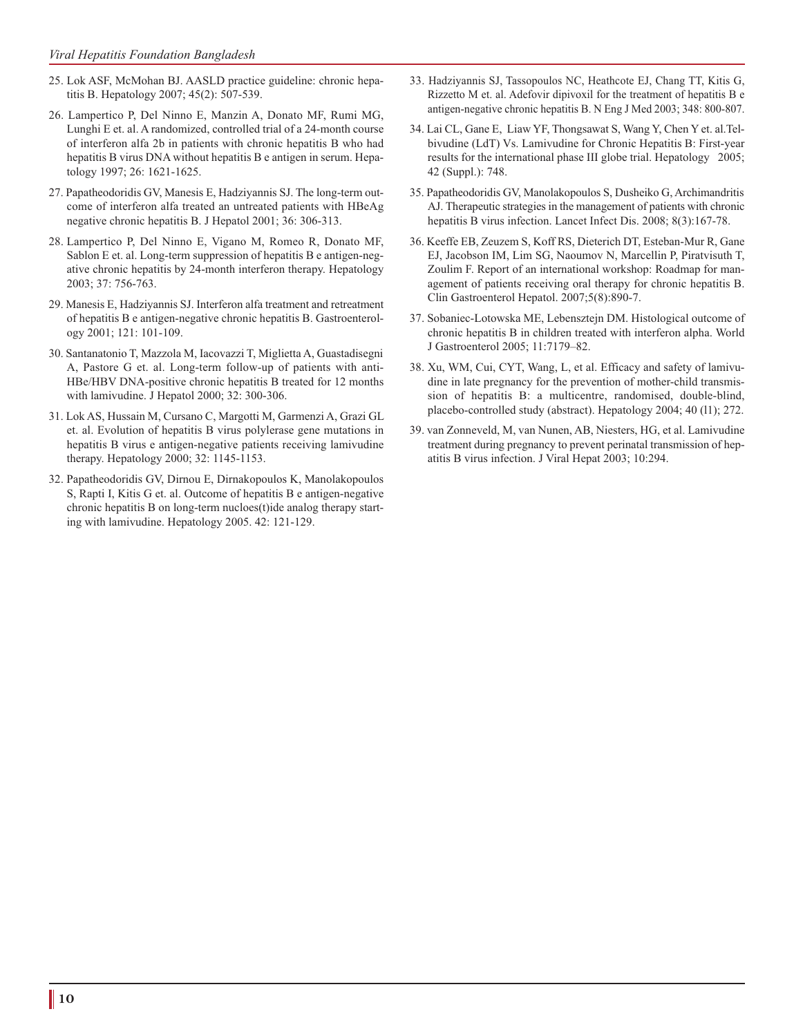25. Lok ASF, McMohan BJ. AASLD practice guideline: chronic hepatitis B. Hepatology 2007; 45(2): 507-539.

26. Lampertico P, Del Ninno E, Manzin A, Donato MF, Rumi MG, Lunghi E et. al. A randomized, controlled trial of a 24-month course of interferon alfa 2b in patients with chronic hepatitis B who had hepatitis B virus DNA without hepatitis B e antigen in serum. Hepatology 1997; 26: 1621-1625.

27. Papatheodoridis GV, Manesis E, Hadziyannis SJ. The long-term outcome of interferon alfa treated an untreated patients with HBeAg negative chronic hepatitis B. J Hepatol 2001; 36: 306-313.

28. Lampertico P, Del Ninno E, Vigano M, Romeo R, Donato MF, Sablon E et. al. Long-term suppression of hepatitis B e antigen-negative chronic hepatitis by 24-month interferon therapy. Hepatology 2003; 37: 756-763.

29. Manesis E, Hadziyannis SJ. Interferon alfa treatment and retreatment of hepatitis B e antigen-negative chronic hepatitis B. Gastroenterology 2001; 121: 101-109.

30. Santanatonio T, Mazzola M, Iacovazzi T, Miglietta A, Guastadisegni A, Pastore G et. al. Long-term follow-up of patients with anti-HBe/HBV DNA-positive chronic hepatitis B treated for 12 months with lamivudine. J Hepatol 2000; 32: 300-306.

31. Lok AS, Hussain M, Cursano C, Margotti M, Garmenzi A, Grazi GL et. al. Evolution of hepatitis B virus polylerase gene mutations in hepatitis B virus e antigen-negative patients receiving lamivudine therapy. Hepatology 2000; 32: 1145-1153.

32. Papatheodoridis GV, Dirnou E, Dirnakopoulos K, Manolakopoulos S, Rapti I, Kitis G et. al. Outcome of hepatitis B e antigen-negative chronic hepatitis B on long-term nucloes(t)ide analog therapy starting with lamivudine. Hepatology 2005. 42: 121-129.

33. Hadziyannis SJ, Tassopoulos NC, Heathcote EJ, Chang TT, Kitis G, Rizzetto M et. al. Adefovir dipivoxil for the treatment of hepatitis B e antigen-negative chronic hepatitis B. N Eng J Med 2003; 348: 800-807.

34. Lai CL, Gane E, Liaw YF, Thongsawat S, Wang Y, Chen Y et. al.Telbivudine (LdT) Vs. Lamivudine for Chronic Hepatitis B: First-year results for the international phase III globe trial. Hepatology 2005; 42 (Suppl.): 748.

35. Papatheodoridis GV, Manolakopoulos S, Dusheiko G, Archimandritis AJ. Therapeutic strategies in the management of patients with chronic hepatitis B virus infection. Lancet Infect Dis. 2008; 8(3):167-78.

36. Keeffe EB, Zeuzem S, Koff RS, Dieterich DT, Esteban-Mur R, Gane EJ, Jacobson IM, Lim SG, Naoumov N, Marcellin P, Piratvisuth T, Zoulim F. Report of an international workshop: Roadmap for management of patients receiving oral therapy for chronic hepatitis B. Clin Gastroenterol Hepatol. 2007;5(8):890-7.

37. Sobaniec-Lotowska ME, Lebensztejn DM. Histological outcome of chronic hepatitis B in children treated with interferon alpha. World J Gastroenterol 2005; 11:7179–82.

38. Xu, WM, Cui, CYT, Wang, L, et al. Efficacy and safety of lamivudine in late pregnancy for the prevention of mother-child transmission of hepatitis B: a multicentre, randomised, double-blind, placebo-controlled study (abstract). Hepatology 2004; 40 (l1); 272.

39. van Zonneveld, M, van Nunen, AB, Niesters, HG, et al. Lamivudine treatment during pregnancy to prevent perinatal transmission of hepatitis B virus infection. J Viral Hepat 2003; 10:294.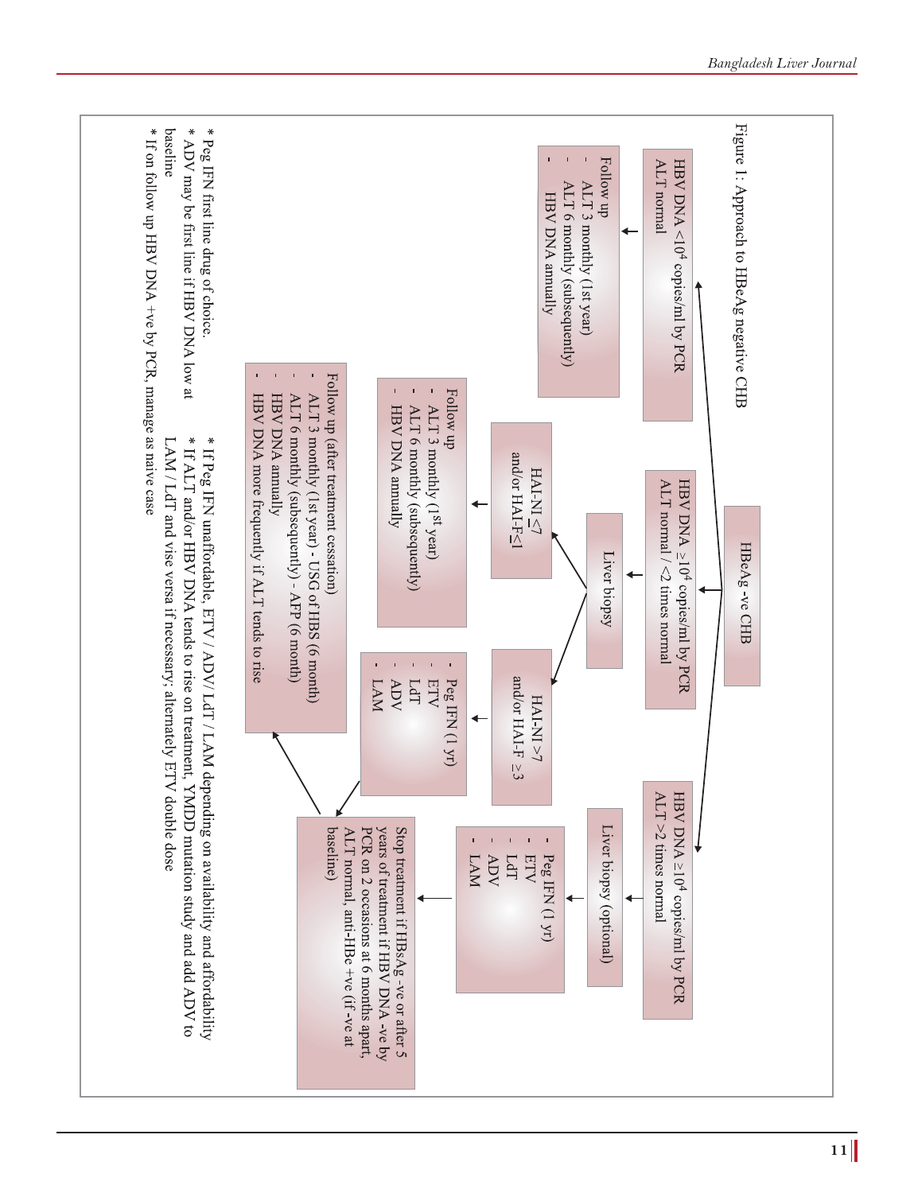Figure 1: Approach to HBeAg negative CHB

**HBeAg -ve CHB**

- **HBV DNA $<10^4$ copies/ml by PCR, ALT normal**
  → Follow up
  - ALT 3 monthly (1st year)
  - ALT 6 monthly (subsequently)
  - HBV DNA annually

- **HBV DNA $\geq 10^4$ copies/ml by PCR, ALT normal / <2 times normal**
  → Liver biopsy
  - **HAI-NI ≤7 and/or HAI-F≤1**
    → Follow up
    - ALT 3 monthly (1st year)
    - ALT 6 monthly (subsequently)
    - HBV DNA annually
  - **HAI-NI >7 and/or HAI-F ≥3**
    → 
    - Peg IFN (1 yr)
    - ETV
    - LdT
    - ADV
    - LAM

    → Stop treatment if HBsAg -ve or after 5 years of treatment if HBV DNA -ve by PCR on 2 occasions at 6 months apart, ALT normal, anti-HBe +ve (if -ve at baseline)

- **HBV DNA $\geq 10^4$ copies/ml by PCR, ALT >2 times normal**
  → Liver biopsy (optional)
  → 
  - Peg IFN (1 yr)
  - ETV
  - LdT
  - ADV
  - LAM

  → Stop treatment if HBsAg -ve or after 5 years of treatment if HBV DNA -ve by PCR on 2 occasions at 6 months apart, ALT normal, anti-HBe +ve (if -ve at baseline)

  → Follow up (after treatment cessation)
  - ALT 3 monthly (1st year) - USG of HBS (6 month)
  - ALT 6 monthly (subsequently) - AFP (6 month)
  - HBV DNA annually
  - HBV DNA more frequently if ALT tends to rise

\* Peg IFN first line drug of choice.

\* ADV may be first line if HBV DNA low at baseline

\* If on follow up HBV DNA +ve by PCR, manage as naive case

\* If Peg IFN unaffordable, ETV / ADV/ LdT / LAM depending on availability and affordability

\* If ALT and/or HBV DNA tends to rise on treatment, YMDD mutation study and add ADV to LAM / LdT and vise versa if necessary; alternately ETV double dose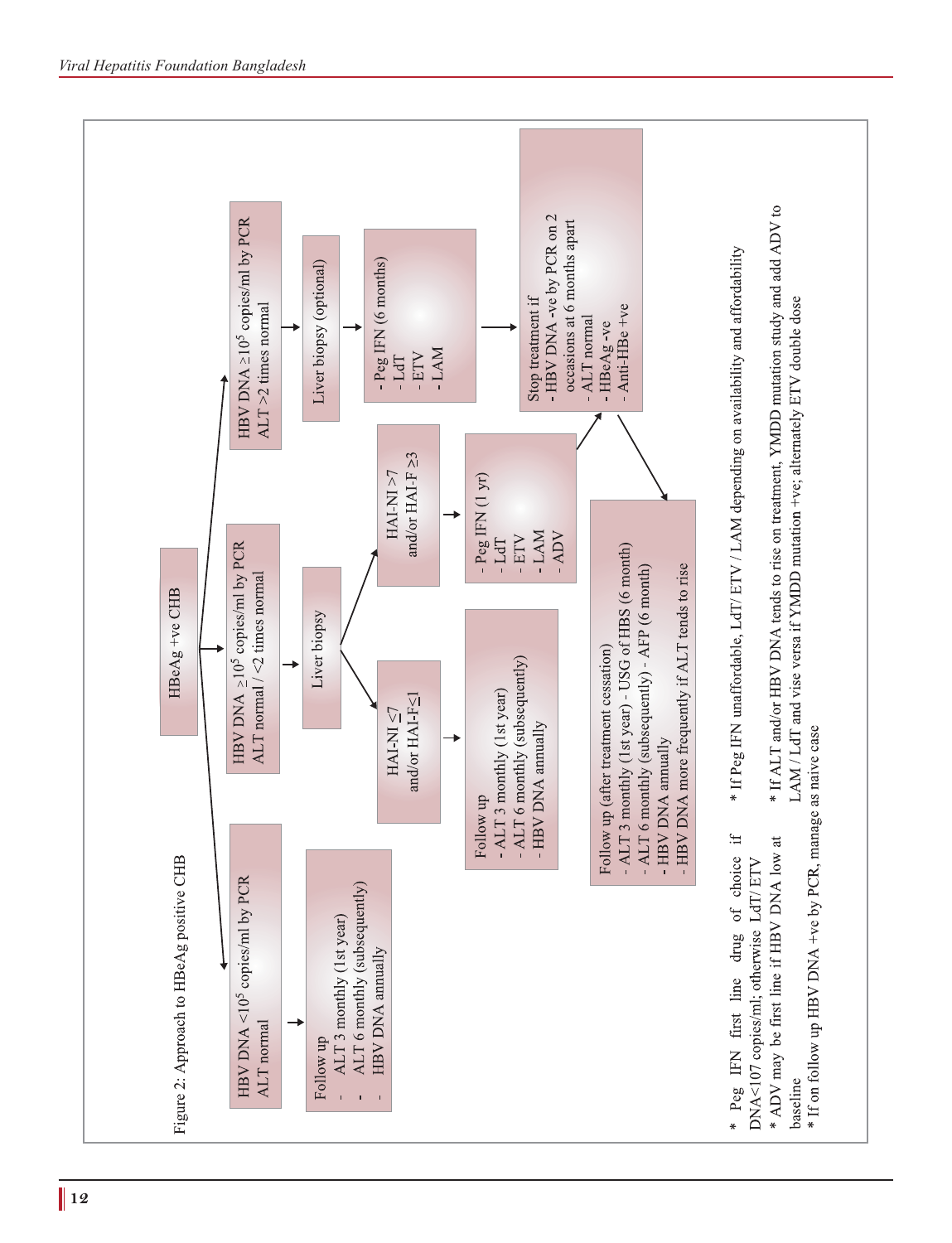Figure 2: Approach to HBeAg positive CHB

HBeAg +ve CHB

HBV DNA $<10^5$ copies/ml by PCR
ALT normal

Follow up
- ALT 3 monthly (1st year)
- ALT 6 monthly (subsequently)
- HBV DNA annually

HBV DNA $\geq 10^5$ copies/ml by PCR
ALT normal / <2 times normal

Liver biopsy

HAI-NI ≤7
and/or HAI-F≤1

Follow up
- ALT 3 monthly (1st year)
- ALT 6 monthly (subsequently)
- HBV DNA annually

HAI-NI >7
and/or HAI-F ≥3

- Peg IFN (1 yr)
- LdT
- ETV
- LAM
- ADV

HBV DNA $\geq 10^5$ copies/ml by PCR
ALT >2 times normal

Liver biopsy (optional)

- Peg IFN (6 months)
- LdT
- ETV
- LAM

Stop treatment if
- HBV DNA -ve by PCR on 2 occasions at 6 months apart
- ALT normal
- HBeAg -ve
- Anti-HBe +ve

Follow up (after treatment cessation)
- ALT 3 monthly (1st year) - USG of HBS (6 month)
- ALT 6 monthly (subsequently) - AFP (6 month)
- HBV DNA annually
- HBV DNA more frequently if ALT tends to rise

* Peg IFN first line drug of choice if DNA<107 copies/ml; otherwise LdT/ETV

* If Peg IFN unaffordable, LdT/ETV/LAM depending on availability and affordability

* ADV may be first line if HBV DNA low at baseline

* If ALT and/or HBV DNA tends to rise on treatment, YMDD mutation study and add ADV to LAM / LdT and vise versa if YMDD mutation +ve; alternately ETV double dose

* If on follow up HBV DNA +ve by PCR, manage as naive case